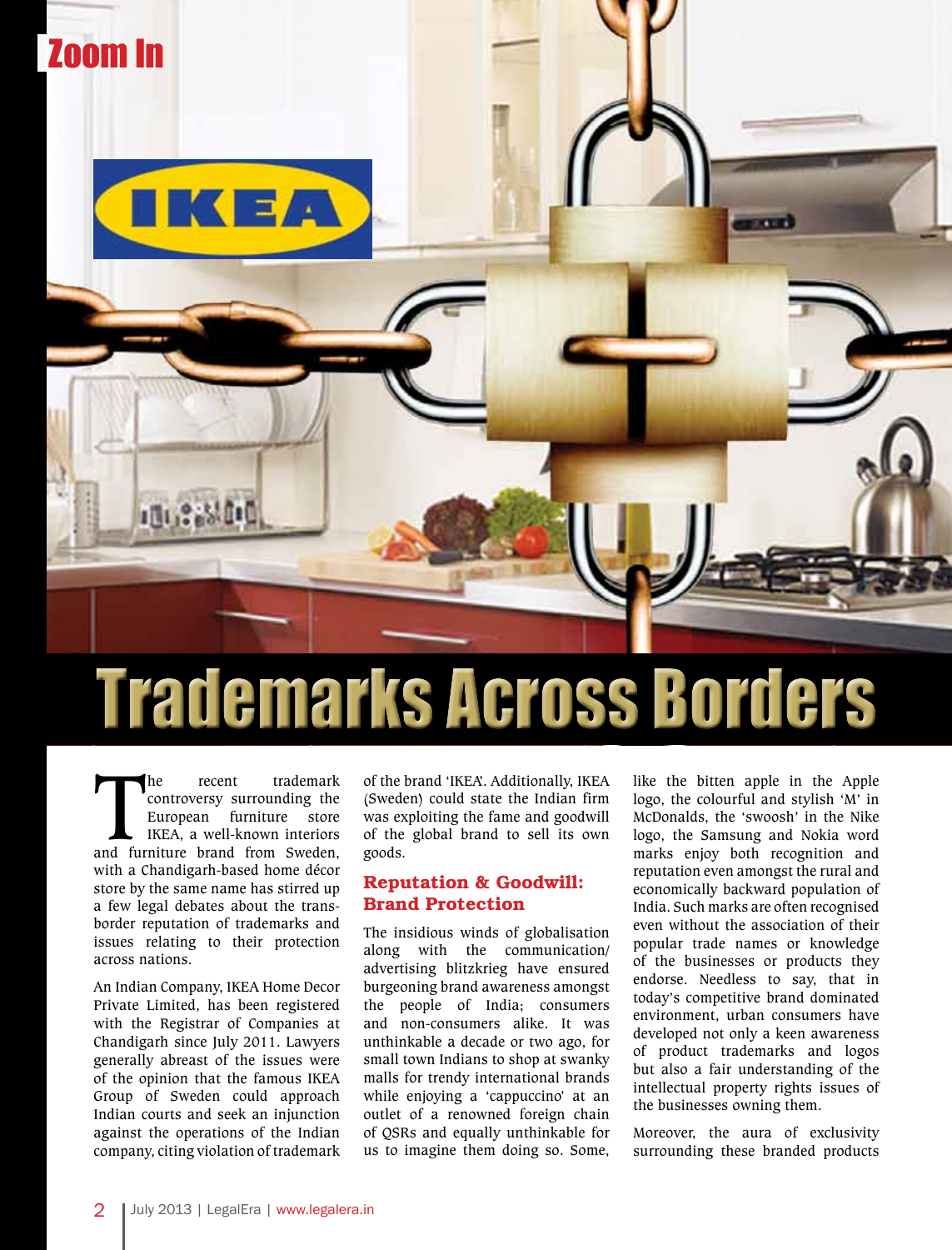Zoom In

# Trademarks Across Borders

The recent trademark controversy surrounding the European furniture store IKEA, a well-known interiors and furniture brand from Sweden, with a Chandigarh-based home décor store by the same name has stirred up a few legal debates about the trans-border reputation of trademarks and issues relating to their protection across nations.

An Indian Company, IKEA Home Decor Private Limited, has been registered with the Registrar of Companies at Chandigarh since July 2011. Lawyers generally abreast of the issues were of the opinion that the famous IKEA Group of Sweden could approach Indian courts and seek an injunction against the operations of the Indian company, citing violation of trademark of the brand 'IKEA'. Additionally, IKEA (Sweden) could state the Indian firm was exploiting the fame and goodwill of the global brand to sell its own goods.

## Reputation & Goodwill: Brand Protection

The insidious winds of globalisation along with the communication/advertising blitzkrieg have ensured burgeoning brand awareness amongst the people of India; consumers and non-consumers alike. It was unthinkable a decade or two ago, for small town Indians to shop at swanky malls for trendy international brands while enjoying a 'cappuccino' at an outlet of a renowned foreign chain of QSRs and equally unthinkable for us to imagine them doing so. Some, like the bitten apple in the Apple logo, the colourful and stylish 'M' in McDonalds, the 'swoosh' in the Nike logo, the Samsung and Nokia word marks enjoy both recognition and reputation even amongst the rural and economically backward population of India. Such marks are often recognised even without the association of their popular trade names or knowledge of the businesses or products they endorse. Needless to say, that in today's competitive brand dominated environment, urban consumers have developed not only a keen awareness of product trademarks and logos but also a fair understanding of the intellectual property rights issues of the businesses owning them.

Moreover, the aura of exclusivity surrounding these branded products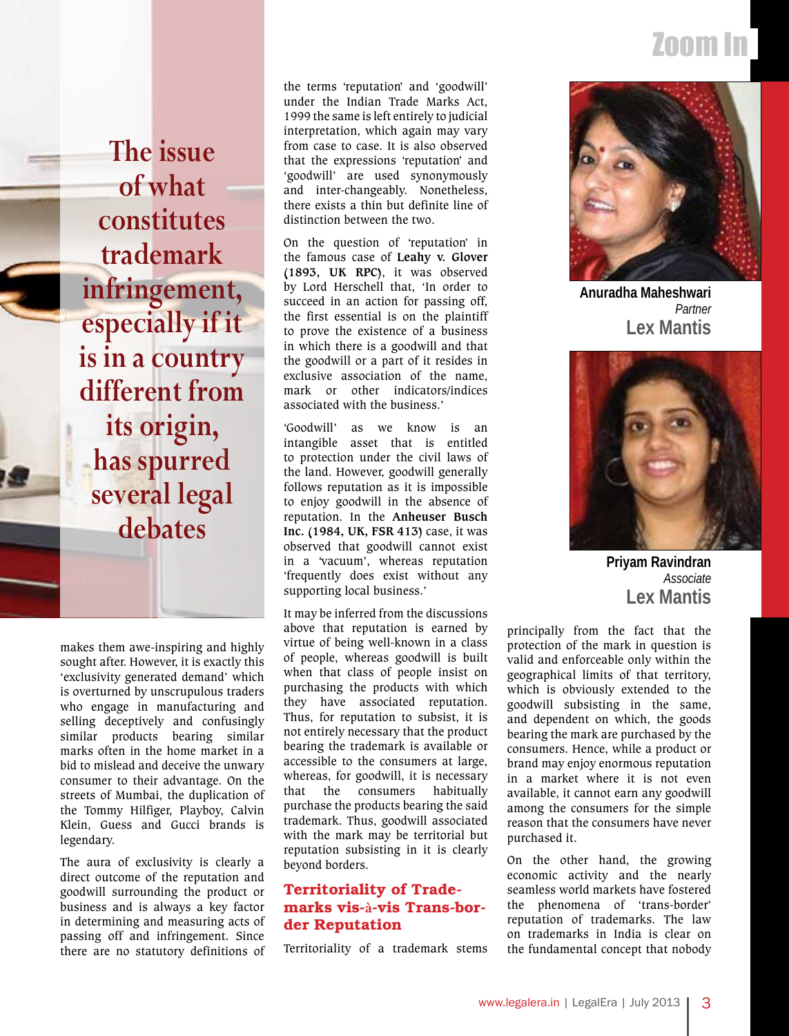**The issue of what constitutes trademark infringement, especially if it is in a country different from its origin, has spurred several legal debates**

makes them awe-inspiring and highly sought after. However, it is exactly this 'exclusivity generated demand' which is overturned by unscrupulous traders who engage in manufacturing and selling deceptively and confusingly similar products bearing similar marks often in the home market in a bid to mislead and deceive the unwary consumer to their advantage. On the streets of Mumbai, the duplication of the Tommy Hilfiger, Playboy, Calvin Klein, Guess and Gucci brands is legendary.

The aura of exclusivity is clearly a direct outcome of the reputation and goodwill surrounding the product or business and is always a key factor in determining and measuring acts of passing off and infringement. Since there are no statutory definitions of the terms 'reputation' and 'goodwill' under the Indian Trade Marks Act, 1999 the same is left entirely to judicial interpretation, which again may vary from case to case. It is also observed that the expressions 'reputation' and 'goodwill' are used synonymously and inter-changeably. Nonetheless, there exists a thin but definite line of distinction between the two.

On the question of 'reputation' in the famous case of **Leahy v. Glover (1893, UK RPC)**, it was observed by Lord Herschell that, 'In order to succeed in an action for passing off, the first essential is on the plaintiff to prove the existence of a business in which there is a goodwill and that the goodwill or a part of it resides in exclusive association of the name, mark or other indicators/indices associated with the business.'

'Goodwill' as we know is an intangible asset that is entitled to protection under the civil laws of the land. However, goodwill generally follows reputation as it is impossible to enjoy goodwill in the absence of reputation. In the **Anheuser Busch Inc. (1984, UK, FSR 413)** case, it was observed that goodwill cannot exist in a 'vacuum', whereas reputation 'frequently does exist without any supporting local business.'

It may be inferred from the discussions above that reputation is earned by virtue of being well-known in a class of people, whereas goodwill is built when that class of people insist on purchasing the products with which they have associated reputation. Thus, for reputation to subsist, it is not entirely necessary that the product bearing the trademark is available or accessible to the consumers at large, whereas, for goodwill, it is necessary that the consumers habitually purchase the products bearing the said trademark. Thus, goodwill associated with the mark may be territorial but reputation subsisting in it is clearly beyond borders.

**Anuradha Maheshwari**
*Partner*
**Lex Mantis**

**Priyam Ravindran**
*Associate*
**Lex Mantis**

## Territoriality of Trade-marks vis-à-vis Trans-border Reputation

Territoriality of a trademark stems principally from the fact that the protection of the mark in question is valid and enforceable only within the geographical limits of that territory, which is obviously extended to the goodwill subsisting in the same, and dependent on which, the goods bearing the mark are purchased by the consumers. Hence, while a product or brand may enjoy enormous reputation in a market where it is not even available, it cannot earn any goodwill among the consumers for the simple reason that the consumers have never purchased it.

On the other hand, the growing economic activity and the nearly seamless world markets have fostered the phenomena of 'trans-border' reputation of trademarks. The law on trademarks in India is clear on the fundamental concept that nobody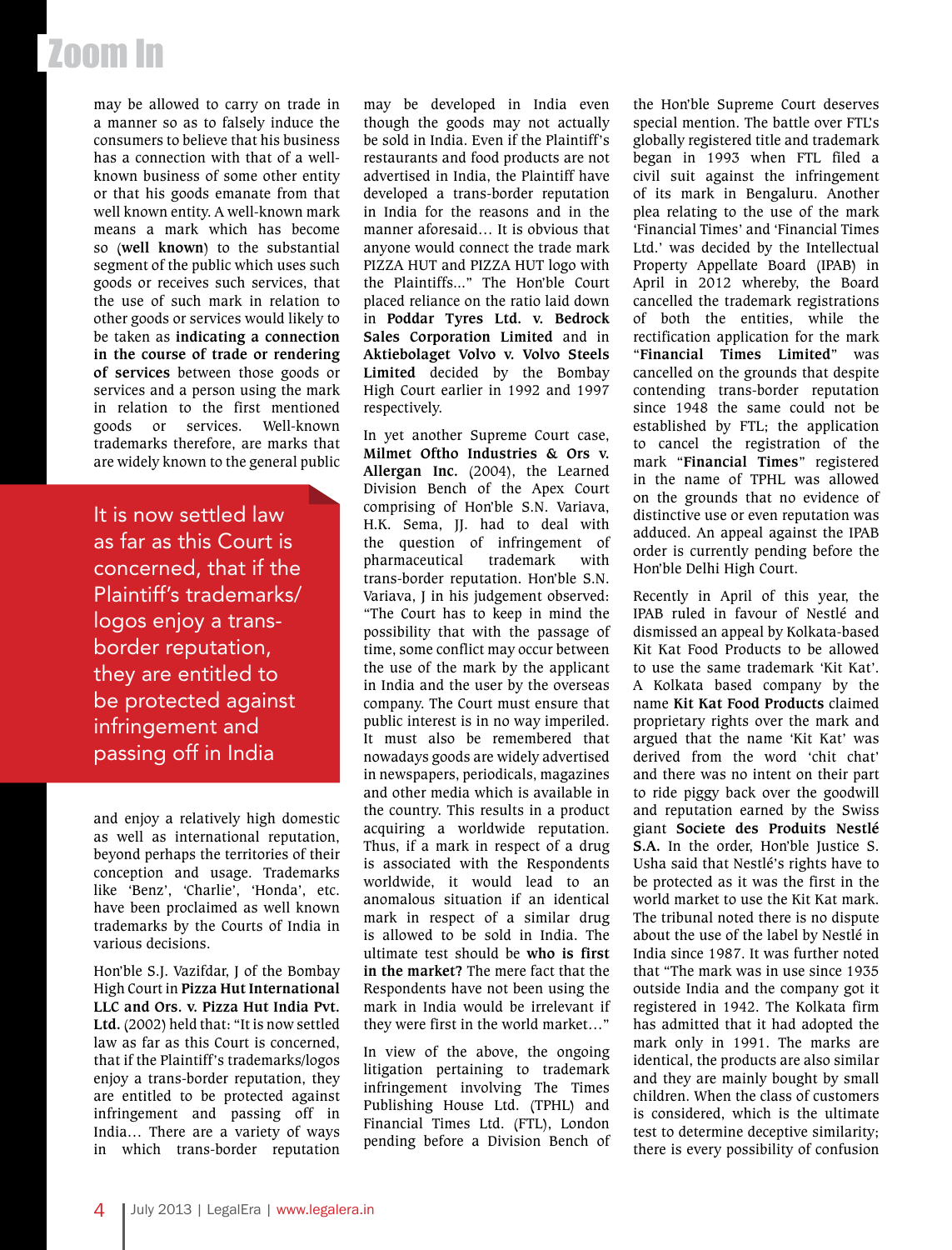may be allowed to carry on trade in a manner so as to falsely induce the consumers to believe that his business has a connection with that of a well-known business of some other entity or that his goods emanate from that well known entity. A well-known mark means a mark which has become so (**well known**) to the substantial segment of the public which uses such goods or receives such services, that the use of such mark in relation to other goods or services would likely to be taken as **indicating a connection in the course of trade or rendering of services** between those goods or services and a person using the mark in relation to the first mentioned goods or services. Well-known trademarks therefore, are marks that are widely known to the general public

> It is now settled law as far as this Court is concerned, that if the Plaintiff's trademarks/ logos enjoy a trans-border reputation, they are entitled to be protected against infringement and passing off in India

and enjoy a relatively high domestic as well as international reputation, beyond perhaps the territories of their conception and usage. Trademarks like 'Benz', 'Charlie', 'Honda', etc. have been proclaimed as well known trademarks by the Courts of India in various decisions.

Hon'ble S.J. Vazifdar, J of the Bombay High Court in **Pizza Hut International LLC and Ors. v. Pizza Hut India Pvt. Ltd.** (2002) held that: "It is now settled law as far as this Court is concerned, that if the Plaintiff's trademarks/logos enjoy a trans-border reputation, they are entitled to be protected against infringement and passing off in India… There are a variety of ways in which trans-border reputation may be developed in India even though the goods may not actually be sold in India. Even if the Plaintiff's restaurants and food products are not advertised in India, the Plaintiff have developed a trans-border reputation in India for the reasons and in the manner aforesaid… It is obvious that anyone would connect the trade mark PIZZA HUT and PIZZA HUT logo with the Plaintiffs..." The Hon'ble Court placed reliance on the ratio laid down in **Poddar Tyres Ltd. v. Bedrock Sales Corporation Limited** and in **Aktiebolaget Volvo v. Volvo Steels Limited** decided by the Bombay High Court earlier in 1992 and 1997 respectively.

In yet another Supreme Court case, **Milmet Oftho Industries & Ors v. Allergan Inc.** (2004), the Learned Division Bench of the Apex Court comprising of Hon'ble S.N. Variava, H.K. Sema, JJ. had to deal with the question of infringement of pharmaceutical trademark with trans-border reputation. Hon'ble S.N. Variava, J in his judgement observed: "The Court has to keep in mind the possibility that with the passage of time, some conflict may occur between the use of the mark by the applicant in India and the user by the overseas company. The Court must ensure that public interest is in no way imperiled. It must also be remembered that nowadays goods are widely advertised in newspapers, periodicals, magazines and other media which is available in the country. This results in a product acquiring a worldwide reputation. Thus, if a mark in respect of a drug is associated with the Respondents worldwide, it would lead to an anomalous situation if an identical mark in respect of a similar drug is allowed to be sold in India. The ultimate test should be **who is first in the market?** The mere fact that the Respondents have not been using the mark in India would be irrelevant if they were first in the world market…"

In view of the above, the ongoing litigation pertaining to trademark infringement involving The Times Publishing House Ltd. (TPHL) and Financial Times Ltd. (FTL), London pending before a Division Bench of the Hon'ble Supreme Court deserves special mention. The battle over FTL's globally registered title and trademark began in 1993 when FTL filed a civil suit against the infringement of its mark in Bengaluru. Another plea relating to the use of the mark 'Financial Times' and 'Financial Times Ltd.' was decided by the Intellectual Property Appellate Board (IPAB) in April in 2012 whereby, the Board cancelled the trademark registrations of both the entities, while the rectification application for the mark "**Financial Times Limited**" was cancelled on the grounds that despite contending trans-border reputation since 1948 the same could not be established by FTL; the application to cancel the registration of the mark "**Financial Times**" registered in the name of TPHL was allowed on the grounds that no evidence of distinctive use or even reputation was adduced. An appeal against the IPAB order is currently pending before the Hon'ble Delhi High Court.

Recently in April of this year, the IPAB ruled in favour of Nestlé and dismissed an appeal by Kolkata-based Kit Kat Food Products to be allowed to use the same trademark 'Kit Kat'. A Kolkata based company by the name **Kit Kat Food Products** claimed proprietary rights over the mark and argued that the name 'Kit Kat' was derived from the word 'chit chat' and there was no intent on their part to ride piggy back over the goodwill and reputation earned by the Swiss giant **Societe des Produits Nestlé S.A.** In the order, Hon'ble Justice S. Usha said that Nestlé's rights have to be protected as it was the first in the world market to use the Kit Kat mark. The tribunal noted there is no dispute about the use of the label by Nestlé in India since 1987. It was further noted that "The mark was in use since 1935 outside India and the company got it registered in 1942. The Kolkata firm has admitted that it had adopted the mark only in 1991. The marks are identical, the products are also similar and they are mainly bought by small children. When the class of customers is considered, which is the ultimate test to determine deceptive similarity; there is every possibility of confusion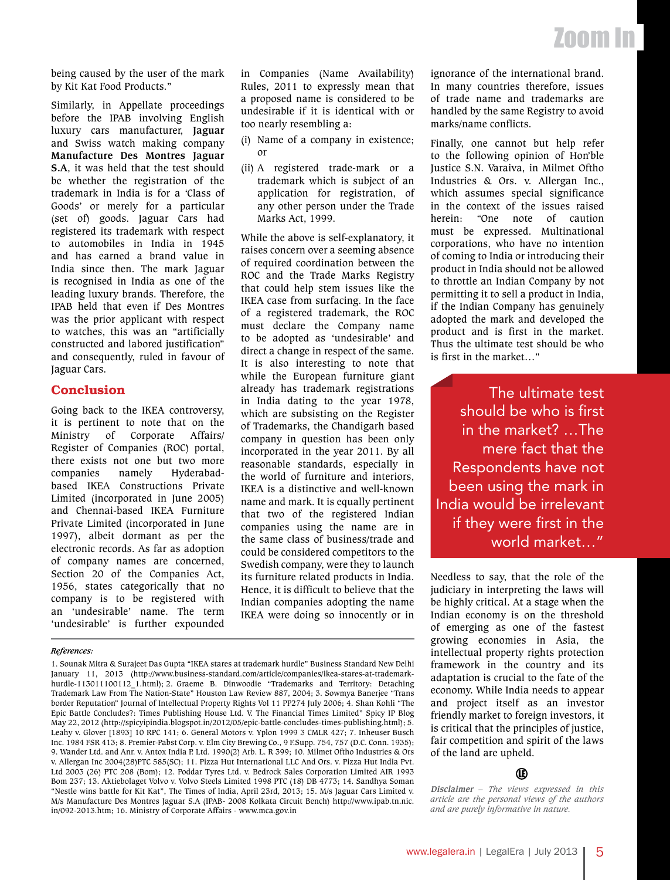being caused by the user of the mark by Kit Kat Food Products."

Similarly, in Appellate proceedings before the IPAB involving English luxury cars manufacturer, **Jaguar** and Swiss watch making company **Manufacture Des Montres Jaguar S.A**, it was held that the test should be whether the registration of the trademark in India is for a 'Class of Goods' or merely for a particular (set of) goods. Jaguar Cars had registered its trademark with respect to automobiles in India in 1945 and has earned a brand value in India since then. The mark Jaguar is recognised in India as one of the leading luxury brands. Therefore, the IPAB held that even if Des Montres was the prior applicant with respect to watches, this was an "artificially constructed and labored justification" and consequently, ruled in favour of Jaguar Cars.

## Conclusion

Going back to the IKEA controversy, it is pertinent to note that on the Ministry of Corporate Affairs/ Register of Companies (ROC) portal, there exists not one but two more companies namely Hyderabad-based IKEA Constructions Private Limited (incorporated in June 2005) and Chennai-based IKEA Furniture Private Limited (incorporated in June 1997), albeit dormant as per the electronic records. As far as adoption of company names are concerned, Section 20 of the Companies Act, 1956, states categorically that no company is to be registered with an 'undesirable' name. The term 'undesirable' is further expounded in Companies (Name Availability) Rules, 2011 to expressly mean that a proposed name is considered to be undesirable if it is identical with or too nearly resembling a:

(i) Name of a company in existence; or

(ii) A registered trade-mark or a trademark which is subject of an application for registration, of any other person under the Trade Marks Act, 1999.

While the above is self-explanatory, it raises concern over a seeming absence of required coordination between the ROC and the Trade Marks Registry that could help stem issues like the IKEA case from surfacing. In the face of a registered trademark, the ROC must declare the Company name to be adopted as 'undesirable' and direct a change in respect of the same. It is also interesting to note that while the European furniture giant already has trademark registrations in India dating to the year 1978, which are subsisting on the Register of Trademarks, the Chandigarh based company in question has been only incorporated in the year 2011. By all reasonable standards, especially in the world of furniture and interiors, IKEA is a distinctive and well-known name and mark. It is equally pertinent that two of the registered Indian companies using the name are in the same class of business/trade and could be considered competitors to the Swedish company, were they to launch its furniture related products in India. Hence, it is difficult to believe that the Indian companies adopting the name IKEA were doing so innocently or in ignorance of the international brand. In many countries therefore, issues of trade name and trademarks are handled by the same Registry to avoid marks/name conflicts.

Finally, one cannot but help refer to the following opinion of Hon'ble Justice S.N. Varaiva, in Milmet Oftho Industries & Ors. v. Allergan Inc., which assumes special significance in the context of the issues raised herein: "One note of caution must be expressed. Multinational corporations, who have no intention of coming to India or introducing their product in India should not be allowed to throttle an Indian Company by not permitting it to sell a product in India, if the Indian Company has genuinely adopted the mark and developed the product and is first in the market. Thus the ultimate test should be who is first in the market…"

> The ultimate test should be who is first in the market? …The mere fact that the Respondents have not been using the mark in India would be irrelevant if they were first in the world market…"

Needless to say, that the role of the judiciary in interpreting the laws will be highly critical. At a stage when the Indian economy is on the threshold of emerging as one of the fastest growing economies in Asia, the intellectual property rights protection framework in the country and its adaptation is crucial to the fate of the economy. While India needs to appear and project itself as an investor friendly market to foreign investors, it is critical that the principles of justice, fair competition and spirit of the laws of the land are upheld.

*Disclaimer – The views expressed in this article are the personal views of the authors and are purely informative in nature.*

***References:***

1. Sounak Mitra & Surajeet Das Gupta "IKEA stares at trademark hurdle" Business Standard New Delhi January 11, 2013 (http://www.business-standard.com/article/companies/ikea-stares-at-trademark-hurdle-113011100112_1.html); 2. Graeme B. Dinwoodie "Trademarks and Territory: Detaching Trademark Law From The Nation-State" Houston Law Review 887, 2004; 3. Sowmya Banerjee "Trans border Reputation" Journal of Intellectual Property Rights Vol 11 PP274 July 2006; 4. Shan Kohli "The Epic Battle Concludes?: Times Publishing House Ltd. V. The Financial Times Limited" Spicy IP Blog May 22, 2012 (http://spicyipindia.blogspot.in/2012/05/epic-battle-concludes-times-publishing.html); 5. Leahy v. Glover [1893] 10 RPC 141; 6. General Motors v. Yplon 1999 3 CMLR 427; 7. Inheuser Busch Inc. 1984 FSR 413; 8. Premier-Pabst Corp. v. Elm City Brewing Co., 9 F.Supp. 754, 757 (D.C. Conn. 1935); 9. Wander Ltd. and Anr. v. Antox India P. Ltd. 1990(2) Arb. L. R 399; 10. Milmet Oftho Industries & Ors v. Allergan Inc 2004(28)PTC 585(SC); 11. Pizza Hut International LLC And Ors. v. Pizza Hut India Pvt. Ltd 2003 (26) PTC 208 (Bom); 12. Poddar Tyres Ltd. v. Bedrock Sales Corporation Limited AIR 1993 Bom 237; 13. Aktiebolaget Volvo v. Volvo Steels Limited 1998 PTC (18) DB 4773; 14. Sandhya Soman "Nestle wins battle for Kit Kat", The Times of India, April 23rd, 2013; 15. M/s Jaguar Cars Limited v. M/s Manufacture Des Montres Jaguar S.A (IPAB- 2008 Kolkata Circuit Bench) http://www.ipab.tn.nic.in/092-2013.htm; 16. Ministry of Corporate Affairs - www.mca.gov.in